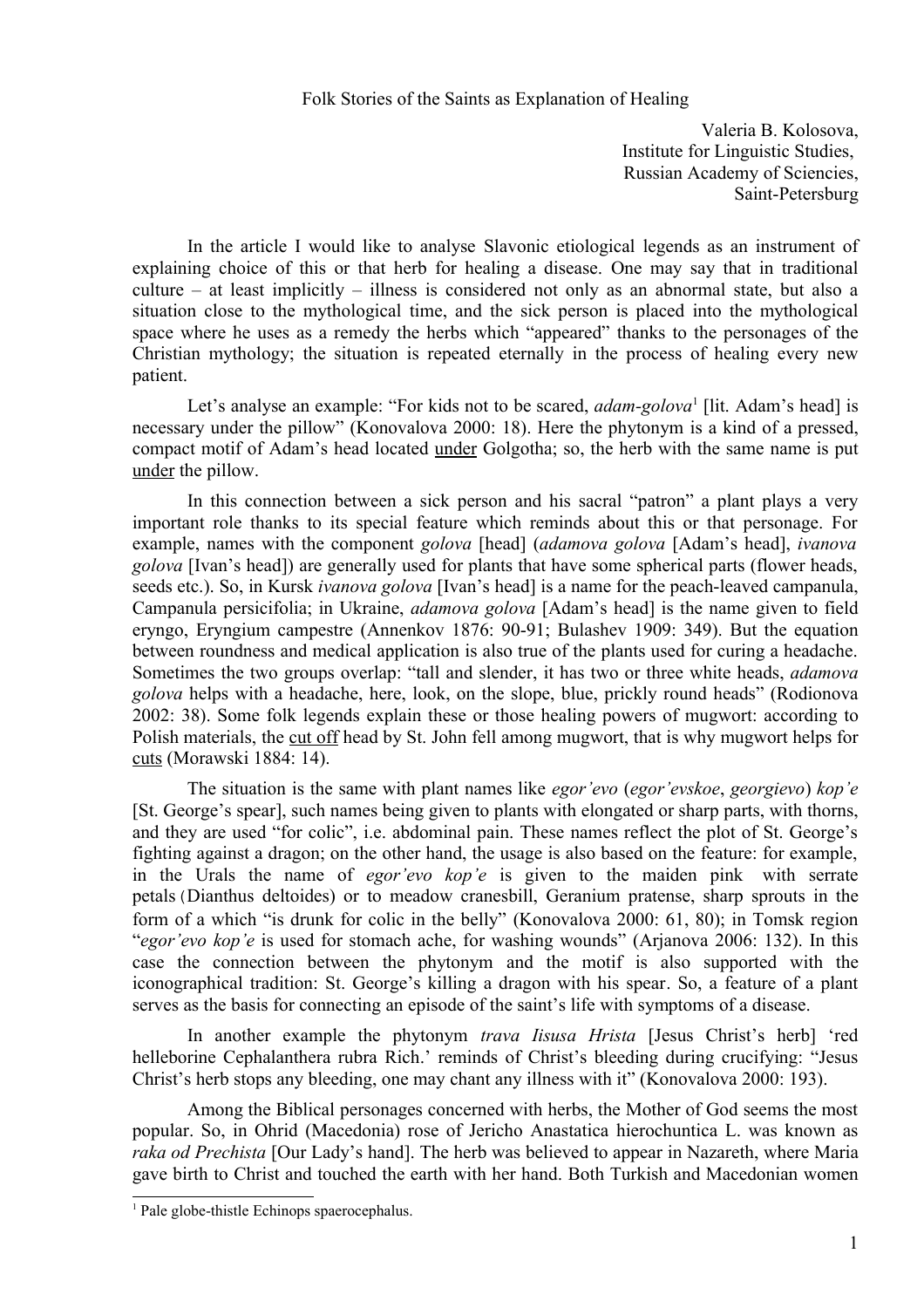# Folk Stories of the Saints as Explanation of Healing

Valeria B. Kolosova,
Institute for Linguistic Studies,
Russian Academy of Sciencies,
Saint-Petersburg

In the article I would like to analyse Slavonic etiological legends as an instrument of explaining choice of this or that herb for healing a disease. One may say that in traditional culture – at least implicitly – illness is considered not only as an abnormal state, but also a situation close to the mythological time, and the sick person is placed into the mythological space where he uses as a remedy the herbs which "appeared" thanks to the personages of the Christian mythology; the situation is repeated eternally in the process of healing every new patient.

Let's analyse an example: "For kids not to be scared, *adam-golova*[1] [lit. Adam's head] is necessary under the pillow" (Konovalova 2000: 18). Here the phytonym is a kind of a pressed, compact motif of Adam's head located <u>under</u> Golgotha; so, the herb with the same name is put <u>under</u> the pillow.

In this connection between a sick person and his sacral "patron" a plant plays a very important role thanks to its special feature which reminds about this or that personage. For example, names with the component *golova* [head] (*adamova golova* [Adam's head], *ivanova golova* [Ivan's head]) are generally used for plants that have some spherical parts (flower heads, seeds etc.). So, in Kursk *ivanova golova* [Ivan's head] is a name for the peach-leaved campanula, Campanula persicifolia; in Ukraine, *adamova golova* [Adam's head] is the name given to field eryngo, Eryngium campestre (Annenkov 1876: 90-91; Bulashev 1909: 349). But the equation between roundness and medical application is also true of the plants used for curing a headache. Sometimes the two groups overlap: "tall and slender, it has two or three white heads, *adamova golova* helps with a headache, here, look, on the slope, blue, prickly round heads" (Rodionova 2002: 38). Some folk legends explain these or those healing powers of mugwort: according to Polish materials, the <u>cut off</u> head by St. John fell among mugwort, that is why mugwort helps for <u>cuts</u> (Morawski 1884: 14).

The situation is the same with plant names like *egor'evo* (*egor'evskoe*, *georgievo*) *kop'e* [St. George's spear], such names being given to plants with elongated or sharp parts, with thorns, and they are used "for colic", i.e. abdominal pain. These names reflect the plot of St. George's fighting against a dragon; on the other hand, the usage is also based on the feature: for example, in the Urals the name of *egor'evo kop'e* is given to the maiden pink with serrate petals (Dianthus deltoides) or to meadow cranesbill, Geranium pratense, sharp sprouts in the form of a which "is drunk for colic in the belly" (Konovalova 2000: 61, 80); in Tomsk region "*egor'evo kop'e* is used for stomach ache, for washing wounds" (Arjanova 2006: 132). In this case the connection between the phytonym and the motif is also supported with the iconographical tradition: St. George's killing a dragon with his spear. So, a feature of a plant serves as the basis for connecting an episode of the saint's life with symptoms of a disease.

In another example the phytonym *trava Iisusa Hrista* [Jesus Christ's herb] 'red helleborine Cephalanthera rubra Rich.' reminds of Christ's bleeding during crucifying: "Jesus Christ's herb stops any bleeding, one may chant any illness with it" (Konovalova 2000: 193).

Among the Biblical personages concerned with herbs, the Mother of God seems the most popular. So, in Ohrid (Macedonia) rose of Jericho Anastatica hierochuntica L. was known as *raka od Prechista* [Our Lady's hand]. The herb was believed to appear in Nazareth, where Maria gave birth to Christ and touched the earth with her hand. Both Turkish and Macedonian women

---

[1] Pale globe-thistle Echinops spaerocephalus.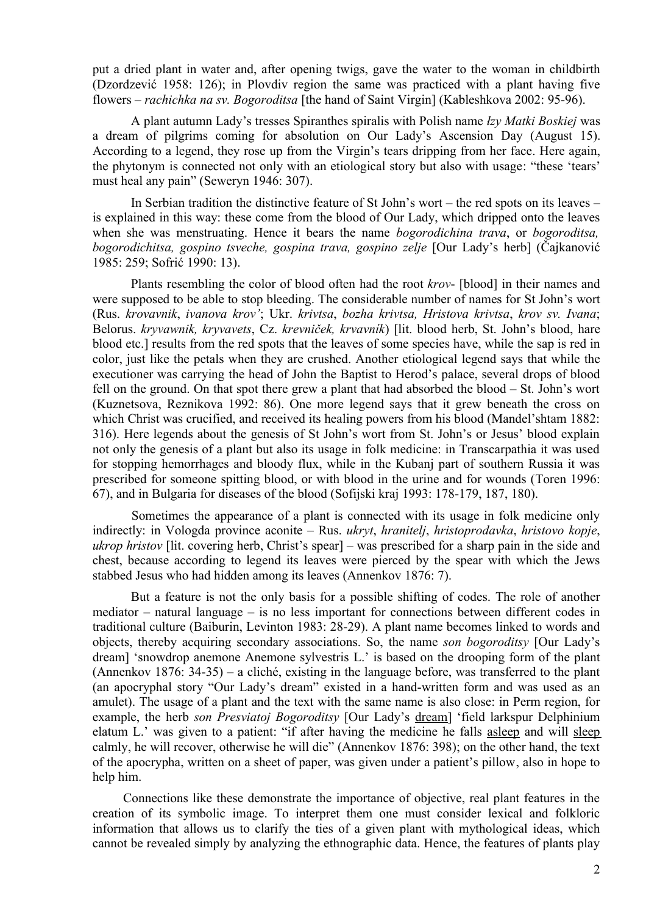put a dried plant in water and, after opening twigs, gave the water to the woman in childbirth (Dzordzević 1958: 126); in Plovdiv region the same was practiced with a plant having five flowers – *rachichka na sv. Bogoroditsa* [the hand of Saint Virgin] (Kableshkova 2002: 95-96).

A plant autumn Lady's tresses Spiranthes spiralis with Polish name *łzy Matki Boskiej* was a dream of pilgrims coming for absolution on Our Lady's Ascension Day (August 15). According to a legend, they rose up from the Virgin's tears dripping from her face. Here again, the phytonym is connected not only with an etiological story but also with usage: "these 'tears' must heal any pain" (Seweryn 1946: 307).

In Serbian tradition the distinctive feature of St John's wort – the red spots on its leaves – is explained in this way: these come from the blood of Our Lady, which dripped onto the leaves when she was menstruating. Hence it bears the name *bogorodichina trava*, or *bogoroditsa, bogorodichitsa, gospino tsveche, gospina trava, gospino zelje* [Our Lady's herb] (Čajkanović 1985: 259; Sofrić 1990: 13).

Plants resembling the color of blood often had the root *krov-* [blood] in their names and were supposed to be able to stop bleeding. The considerable number of names for St John's wort (Rus. *krovavnik*, *ivanova krov'*; Ukr. *krivtsa*, *bozha krivtsa, Hristova krivtsa*, *krov sv. Ivana*; Belorus. *kryvawnik, kryvavets*, Cz. *krevniček, krvavník*) [lit. blood herb, St. John's blood, hare blood etc.] results from the red spots that the leaves of some species have, while the sap is red in color, just like the petals when they are crushed. Another etiological legend says that while the executioner was carrying the head of John the Baptist to Herod's palace, several drops of blood fell on the ground. On that spot there grew a plant that had absorbed the blood – St. John's wort (Kuznetsova, Reznikova 1992: 86). One more legend says that it grew beneath the cross on which Christ was crucified, and received its healing powers from his blood (Mandel'shtam 1882: 316). Here legends about the genesis of St John's wort from St. John's or Jesus' blood explain not only the genesis of a plant but also its usage in folk medicine: in Transcarpathia it was used for stopping hemorrhages and bloody flux, while in the Kubanj part of southern Russia it was prescribed for someone spitting blood, or with blood in the urine and for wounds (Toren 1996: 67), and in Bulgaria for diseases of the blood (Sofijski kraj 1993: 178-179, 187, 180).

Sometimes the appearance of a plant is connected with its usage in folk medicine only indirectly: in Vologda province aconite – Rus. *ukryt*, *hranitelj*, *hristoprodavka*, *hristovo kopje*, *ukrop hristov* [lit. covering herb, Christ's spear] – was prescribed for a sharp pain in the side and chest, because according to legend its leaves were pierced by the spear with which the Jews stabbed Jesus who had hidden among its leaves (Annenkov 1876: 7).

But a feature is not the only basis for a possible shifting of codes. The role of another mediator – natural language – is no less important for connections between different codes in traditional culture (Baiburin, Levinton 1983: 28-29). A plant name becomes linked to words and objects, thereby acquiring secondary associations. So, the name *son bogoroditsy* [Our Lady's dream] 'snowdrop anemone Anemone sylvestris L.' is based on the drooping form of the plant (Annenkov 1876: 34-35) – a cliché, existing in the language before, was transferred to the plant (an apocryphal story "Our Lady's dream" existed in a hand-written form and was used as an amulet). The usage of a plant and the text with the same name is also close: in Perm region, for example, the herb *son Presviatoj Bogoroditsy* [Our Lady's <u>dream</u>] 'field larkspur Delphinium elatum L.' was given to a patient: "if after having the medicine he falls <u>asleep</u> and will <u>sleep</u> calmly, he will recover, otherwise he will die" (Annenkov 1876: 398); on the other hand, the text of the apocrypha, written on a sheet of paper, was given under a patient's pillow, also in hope to help him.

Connections like these demonstrate the importance of objective, real plant features in the creation of its symbolic image. To interpret them one must consider lexical and folkloric information that allows us to clarify the ties of a given plant with mythological ideas, which cannot be revealed simply by analyzing the ethnographic data. Hence, the features of plants play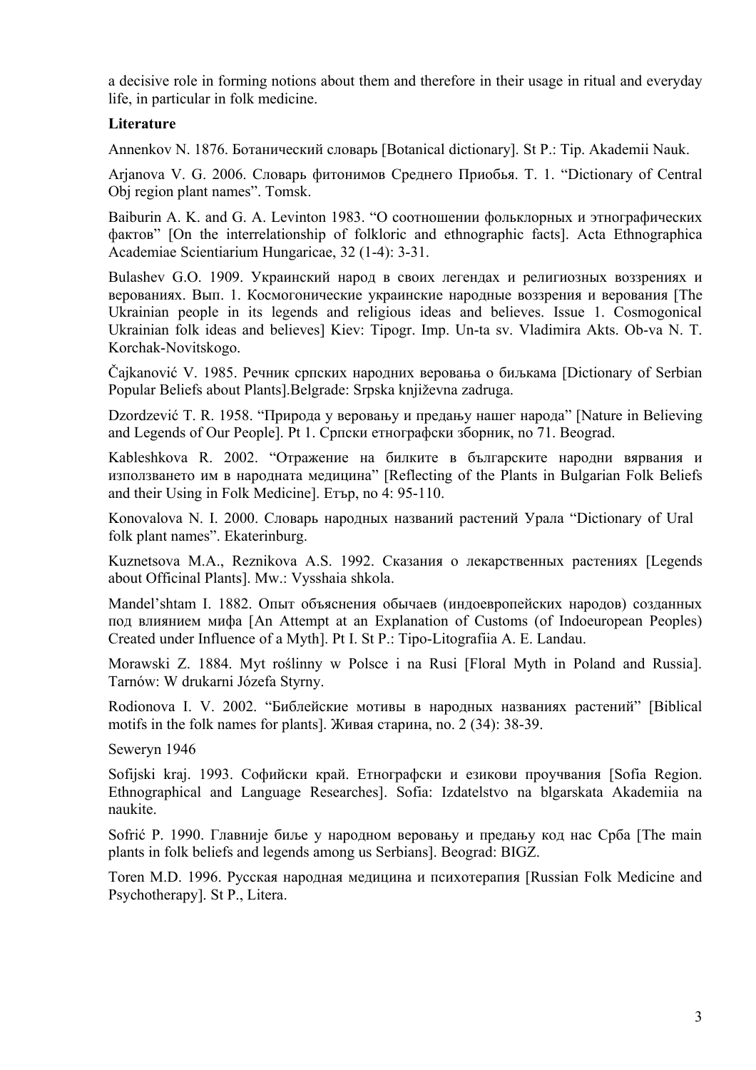a decisive role in forming notions about them and therefore in their usage in ritual and everyday life, in particular in folk medicine.

**Literature**

Annenkov N. 1876. Ботанический словарь [Botanical dictionary]. St P.: Tip. Akademii Nauk.

Arjanova V. G. 2006. Словарь фитонимов Среднего Приобья. Т. 1. "Dictionary of Central Obj region plant names". Tomsk.

Baiburin A. K. and G. A. Levinton 1983. "О соотношении фольклорных и этнографических фактов" [On the interrelationship of folkloric and ethnographic facts]. Acta Ethnographica Academiae Scientiarium Hungaricae, 32 (1-4): 3-31.

Bulashev G.O. 1909. Украинский народ в своих легендах и религиозных воззрениях и верованиях. Вып. 1. Космогонические украинские народные воззрения и верования [The Ukrainian people in its legends and religious ideas and believes. Issue 1. Cosmogonical Ukrainian folk ideas and believes] Kiev: Tipogr. Imp. Un-ta sv. Vladimira Akts. Ob-va N. T. Korchak-Novitskogo.

Čajkanović V. 1985. Речник српских народних веровања о биљкама [Dictionary of Serbian Popular Beliefs about Plants].Belgrade: Srpska književna zadruga.

Dzordzević T. R. 1958. "Природа у веровању и предању нашег народа" [Nature in Believing and Legends of Our People]. Pt 1. Српски етнографски зборник, no 71. Beograd.

Kableshkova R. 2002. "Отражение на билките в българските народни вярвания и използването им в народната медицина" [Reflecting of the Plants in Bulgarian Folk Beliefs and their Using in Folk Medicine]. Етър, no 4: 95-110.

Konovalova N. I. 2000. Словарь народных названий растений Урала "Dictionary of Ural folk plant names". Ekaterinburg.

Kuznetsova M.A., Reznikova A.S. 1992. Сказания о лекарственных растениях [Legends about Officinal Plants]. Mw.: Vysshaia shkola.

Mandel'shtam I. 1882. Опыт объяснения обычаев (индоевропейских народов) созданных под влиянием мифа [An Attempt at an Explanation of Customs (of Indoeuropean Peoples) Created under Influence of a Myth]. Pt I. St P.: Tipo-Litografiia A. E. Landau.

Morawski Z. 1884. Myt roślinny w Polsce i na Rusi [Floral Myth in Poland and Russia]. Tarnów: W drukarni Józefa Styrny.

Rodionova I. V. 2002. "Библейские мотивы в народных названиях растений" [Biblical motifs in the folk names for plants]. Живая старина, no. 2 (34): 38-39.

Seweryn 1946

Sofijski kraj. 1993. Софийски край. Етнографски и езикови проучвания [Sofia Region. Ethnographical and Language Researches]. Sofia: Izdatelstvo na blgarskata Akademiia na naukite.

Sofrić P. 1990. Главније биље у народном веровању и предању код нас Срба [The main plants in folk beliefs and legends among us Serbians]. Beograd: BIGZ.

Toren M.D. 1996. Русская народная медицина и психотерапия [Russian Folk Medicine and Psychotherapy]. St P., Litera.